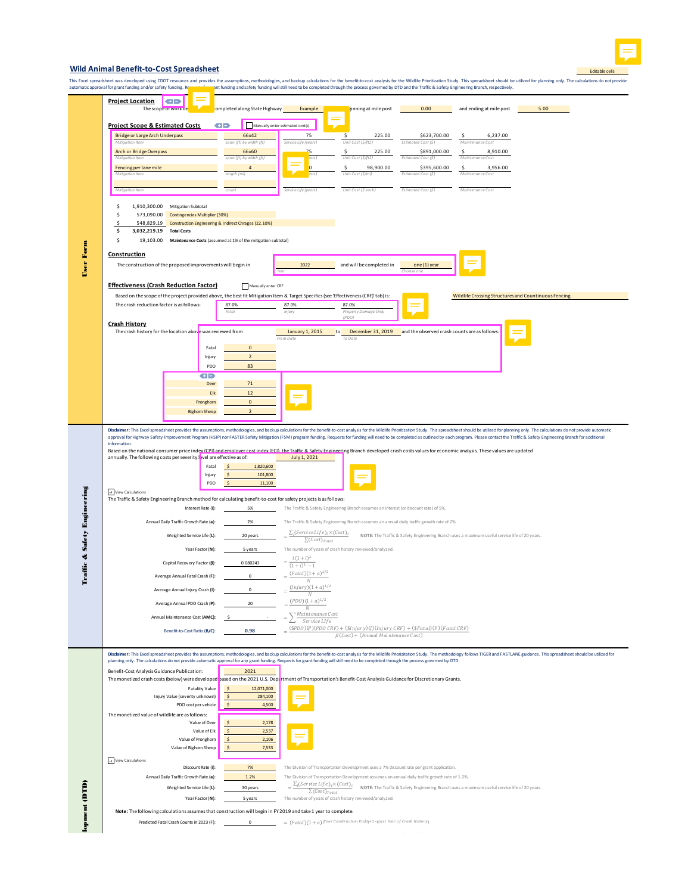## Wild Animal Benefit-to-Cost Spreadsheet

Editable cells

This Excel spreadsheet was developed using CDOT resources and provides the assumptions, methodologies, and backup calculations for the benefit-to-cost analysis for the Wildlife Prioritization Study. This spreadsheet should be utilized for planning only. The calculations do not provide automatic approval for grant funding and/or safety funding. Re... ...nt funding and safety funding will still need to be completed through the process governed by DTD and the Traffic & Safety Engineering Branch, respectively.

**User Form**

### Project Location

The scope of work be... ...ompleted along State Highway Example ...ginning at mile post 0.00 and ending at mile post 5.00.

### Project Scope & Estimated Costs

☐ Manually enter estimated cost(s)

| Mitigation Item | span (ft) by width (ft) | Service Life (years) | Unit Cost ($/ft2) | Estimated Cost ($) | Maintenance Cost |
|---|---|---|---|---|---|
| Bridge or Large Arch Underpass | 66x42 | 75 | $ 225.00 | $623,700.00 | $ 6,237.00 |
| Arch or Bridge Overpass | 66x60 | 75 | $ 225.00 | $891,000.00 | $ 8,910.00 |
| Fencing per lane mile | 4 (length (mi)) | ...0 | $ 98,900.00 ($/mi) | $395,600.00 | $ 3,956.00 |
| Mitigation Item | count | Service Life (years) | Unit Cost ($ each) | Estimated Cost ($) | Maintenance Cost |

| | |
|---|---|
| $ 1,910,300.00 | Mitigation Subtotal |
| $ 573,090.00 | Contingencies Multiplier (30%) |
| $ 548,829.19 | Construction Engineering & Indirect Charges (22.10%) |
| **$ 3,032,219.19** | **Total Costs** |
| $ 19,103.00 | **Maintenance Costs** (assumed at 1% of the mitigation subtotal) |

### Construction

The construction of the proposed improvements will begin in 2022 (Year) and will be completed in one (1) year (Choose one)

### Effectiveness (Crash Reduction Factor)

☐ Manually enter CRF

Based on the scope of the project provided above, the best fit Mitigation Item & Target Specifics (see 'Effectiveness (CRF)' tab) is: Wildlife Crossing Structures and Counutinuous Fencing.

The crash reduction factor is as follows: 87.0% (Fatal) 87.0% (Injury) 87.0% (Property Damage Only (PDO))

### Crash History

The crash history for the location above was reviewed from January 1, 2015 (From Date) to December 31, 2019 (To Date) and the observed crash counts are as follows:

| | |
|---|---|
| Fatal | 0 |
| Injury | 2 |
| PDO | 83 |
| Deer | 71 |
| Elk | 12 |
| Pronghorn | 0 |
| Bighorn Sheep | 2 |

**Traffic & Safety Engineering**

**Disclaimer:** This Excel spreadsheet provides the assumptions, methodologies, and backup calculations for the benefit-to-cost analysis for the Wildlife Prioritization Study. This spreadsheet should be utilized for planning only. The calculations do not provide automatic approval for Highway Safety Improvement Program (HSIP) nor FASTER Safety Mitigation (FSM) program funding. Requests for funding will need to be completed as outlined by each program. Please contact the Traffic & Safety Engineering Branch for additional information.

Based on the national consumer price index (CPI) and employer cost index (ECI), the Traffic & Safety Engineering Branch developed crash costs values for economic analysis. These values are updated annually. The following costs per severity level are effective as of: July 1, 2021

| | |
|---|---|
| Fatal | $ 1,820,600 |
| Injury | $ 101,800 |
| PDO | $ 11,100 |

☑ View Calculations

The Traffic & Safety Engineering Branch method for calculating benefit-to-cost for safety projects is as follows:

| | | |
|---|---|---|
| Interest Rate (i): | 5% | The Traffic & Safety Engineering Branch assumes an interest (or discount rate) of 5%. |
| Annual Daily Traffic Growth Rate (a): | 2% | The Traffic & Safety Engineering Branch assumes an annual daily traffic growth rate of 2%. |
| Weighted Service Life (L): | 20 years | $= \frac{\sum_i (Service\,Life)_i \times (Cost)_i}{\sum (Cost)_{Total}}$ NOTE: The Traffic & Safety Engineering Branch uses a maximum useful service life of 20 years. |
| Year Factor (N): | 5 years | The number of years of crash history reviewed/analyzed. |
| Capital Recovery Factor (β): | 0.080243 | $= \frac{i(1+i)^L}{(1+i)^L - 1}$ |
| Average Annual Fatal Crash (F): | 0 | $= \frac{(Fatal)(1+a)^{L/2}}{N}$ |
| Average Annual Injury Crash (I): | 0 | $= \frac{(Injury)(1+a)^{L/2}}{N}$ |
| Average Annual PDO Crash (P): | 20 | $= \frac{(PDO)(1+a)^{L/2}}{N}$ |
| Annual Maintenance Cost (AMC): | $ - | $= \sum \frac{Maintenance\,Cost}{Service\,Life}$ |
| Benefit-to-Cost Ratio (B/C): | **0.98** | $= \frac{(\$PDO)(P)(PDO\,CRF) + (\$Injury)(I)(Injury\,CRF) + (\$Fatal)(F)(Fatal\,CRF)}{\beta(Cost) + (Annual\,Maintenance\,Cost)}$ |

**...lopment (DTD)**

**Disclaimer:** This Excel spreadsheet provides the assumptions, methodologies, and backup calculations for the benefit-to-cost analysis for the Wildlife Prioritization Study. The methodology follows TIGER and FASTLANE guidance. This spreadsheet should be utilized for planning only. The calculations do not provide automatic approval for any grant funding. Requests for grant funding will still need to be completed through the process governed by DTD.

Benefit-Cost Analysis Guidance Publication: 2021

The monetized crash costs (below) were developed based on the 2021 U.S. Department of Transportation's Benefit-Cost Analysis Guidance for Discretionary Grants.

| | |
|---|---|
| Fatality Value | $ 12,071,000 |
| Injury Value (severity unknown) | $ 284,100 |
| PDO cost per vehicle | $ 4,500 |

The monetized value of wildlife are as follows:

| | |
|---|---|
| Value of Deer | $ 2,178 |
| Value of Elk | $ 2,537 |
| Value of Pronghorn | $ 2,106 |
| Value of Bighorn Sheep | $ 7,533 |

☑ View Calculations

| | | |
|---|---|---|
| Discount Rate (i): | 7% | The Division of Transportation Development uses a 7% discount rate per grant application. |
| Annual Daily Traffic Growth Rate (a): | 1.2% | The Division of Transportation Development assumes an annual daily traffic growth rate of 1.2%. |
| Weighted Service Life (L): | 30 years | $= \frac{\sum_i (Service\,Life)_i \times (Cost)_i}{\sum (Cost)_{Total}}$ NOTE: The Traffic & Safety Engineering Branch uses a maximum useful service life of 20 years. |
| Year Factor (N): | 5 years | The number of years of crash history reviewed/analyzed. |

**Note:** The following calculations assumes that construction will begin in FY 2019 and take 1 year to complete.

| | | |
|---|---|---|
| Predicted Fatal Crash Counts in 2023 (F): | 0 | $= (Fatal)(1+a)^{(Year\,Construction\,Ends)+1-(Last\,Year\,of\,Crash\,History)}$ |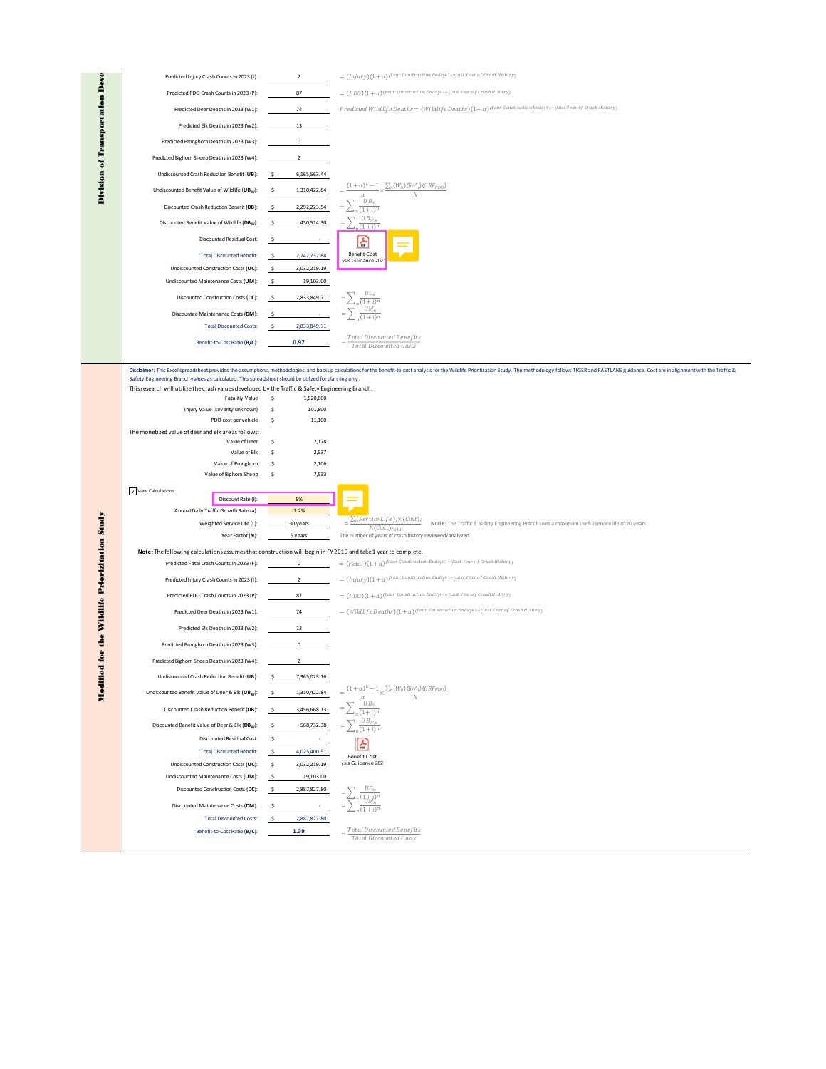## Division of Transportation Deve

| | | |
|---|---|---|
| Predicted Injury Crash Counts in 2023 (I): | 2 | $= (Injury)(1+a)^{(Year\ Construction\ Ends)+1-(Last\ Year\ of\ Crash\ History)}$ |
| Predicted PDO Crash Counts in 2023 (P): | 87 | $= (PDO)(1+a)^{(Year\ Construction\ Ends)+1-(Last\ Year\ of\ Crash\ History)}$ |
| Predicted Deer Deaths in 2023 (W1): | 74 | $Predicted\ Wildlife\ Deaths = (Wildlife\ Deaths)(1+a)^{(Year\ Construction\ Ends)+1-(Last\ Year\ of\ Crash\ History)}$ |
| Predicted Elk Deaths in 2023 (W2): | 13 | |
| Predicted Pronghorn Deaths in 2023 (W3): | 0 | |
| Predicted Bighorn Sheep Deaths in 2023 (W4): | 2 | |
| Undiscounted Crash Reduction Benefit (UB): | $ 6,165,563.44 | |
| Undiscounted Benefit Value of Wildlife ($UB_W$): | $ 1,310,422.84 | $= \frac{(1+a)^L - 1}{a} \times \frac{\sum_n (W_n)(\$W_n)(CRF_{PDO})}{N}$ |
| Discounted Crash Reduction Benefit (DB): | $ 2,292,223.54 | $= \sum_n \frac{UB_n}{(1+i)^n}$ |
| Discounted Benefit Value of Wildlife ($DB_W$): | $ 450,514.30 | $= \sum_n \frac{UB_{W_n}}{(1+i)^n}$ |
| Discounted Residual Cost: | $ - | |
| Total Discounted Benefit: | $ 2,742,737.84 | Benefit Cost ysis Guidance 202 |
| Undiscounted Construction Costs (UC): | $ 3,032,219.19 | |
| Undiscounted Maintenance Costs (UM): | $ 19,103.00 | |
| Discounted Construction Costs (DC): | $ 2,833,849.71 | $= \sum_n \frac{UC_n}{(1+i)^n}$ |
| Discounted Maintenance Costs (DM): | $ - | $= \sum_n \frac{UM_n}{(1+i)^n}$ |
| Total Discounted Costs: | $ 2,833,849.71 | |
| Benefit-to-Cost Ratio (B/C): | **0.97** | $= \frac{Total\ Discounted\ Benefits}{Total\ Discounted\ Costs}$ |

## Modified for the Wildlife Prioritization Study

**Disclaimer:** This Excel spreadsheet provides the assumptions, methodologies, and backup calculations for the benefit-to-cost analysis for the Wildlife Prioritization Study. The methodology follows TIGER and FASTLANE guidance. Cost are in alignment with the Traffic & Safety Engineering Branch values as calculated. This spreadsheet should be utilized for planning only.

This research will utilize the crash values developed by the Traffic & Safety Engineering Branch.

| | | |
|---|---|---|
| Fatalitiy Value | $ | 1,820,600 |
| Injury Value (severity unknown) | $ | 101,800 |
| PDO cost per vehicle | $ | 11,100 |

The monetized value of deer and elk are as follows:

| | | |
|---|---|---|
| Value of Deer | $ | 2,178 |
| Value of Elk | $ | 2,537 |
| Value of Pronghorn | $ | 2,106 |
| Value of Bighorn Sheep | $ | 7,533 |

☑ View Calculations

| | | |
|---|---|---|
| Discount Rate (i): | 5% | |
| Annual Daily Traffic Growth Rate (a): | 1.2% | |
| Weighted Service Life (L): | 30 years | $= \frac{\sum_i (Service\ Life)_i \times (Cost)_i}{\sum (Cost)_{Total}}$ NOTE: The Traffic & Safety Engineering Branch uses a maximum useful service life of 20 years. |
| Year Factor (N): | 5 years | The number of years of crash history reviewed/analyzed. |

**Note:** The following calculations assumes that construction will begin in FY 2019 and take 1 year to complete.

| | | |
|---|---|---|
| Predicted Fatal Crash Counts in 2023 (F): | 0 | $= (Fatal)(1+a)^{(Year\ Construction\ Ends)+1-(Last\ Year\ of\ Crash\ History)}$ |
| Predicted Injury Crash Counts in 2023 (I): | 2 | $= (Injury)(1+a)^{(Year\ Construction\ Ends)+1-(Last\ Year\ of\ Crash\ History)}$ |
| Predicted PDO Crash Counts in 2023 (P): | 87 | $= (PDO)(1+a)^{(Year\ Construction\ Ends)+1-(Last\ Year\ of\ Crash\ History)}$ |
| Predicted Deer Deaths in 2023 (W1): | 74 | $= (Wildlife Deaths)(1+a)^{(Year\ Construction\ Ends)+1-(Last\ Year\ of\ Crash\ History)}$ |
| Predicted Elk Deaths in 2023 (W2): | 13 | |
| Predicted Pronghorn Deaths in 2023 (W3): | 0 | |
| Predicted Bighorn Sheep Deaths in 2023 (W4): | 2 | |
| Undiscounted Crash Reduction Benefit (UB): | $ 7,365,023.16 | |
| Undiscounted Benefit Value of Deer & Elk ($UB_W$): | $ 1,310,422.84 | $= \frac{(1+a)^L - 1}{a} \times \frac{\sum_n (W_n)(\$W_n)(CRF_{PDO})}{N}$ |
| Discounted Crash Reduction Benefit (DB): | $ 3,456,668.13 | $= \sum_n \frac{UB_n}{(1+i)^n}$ |
| Discounted Benefit Value of Deer & Elk ($DB_W$): | $ 568,732.38 | $= \sum_n \frac{UB_{W_n}}{(1+i)^n}$ |
| Discounted Residual Cost: | $ - | |
| Total Discounted Benefit: | $ 4,025,400.51 | Benefit Cost ysis Guidance 202 |
| Undiscounted Construction Costs (UC): | $ 3,032,219.19 | |
| Undiscounted Maintenance Costs (UM): | $ 19,103.00 | |
| Discounted Construction Costs (DC): | $ 2,887,827.80 | $= \sum_n \frac{UC_n}{(1+i)^n}$ |
| Discounted Maintenance Costs (DM): | $ - | $= \sum_n \frac{UM_n}{(1+i)^n}$ |
| Total Discounted Costs: | $ 2,887,827.80 | |
| Benefit-to-Cost Ratio (B/C): | **1.39** | $= \frac{Total\ Discounted\ Benefits}{Total\ Discounted\ Costs}$ |